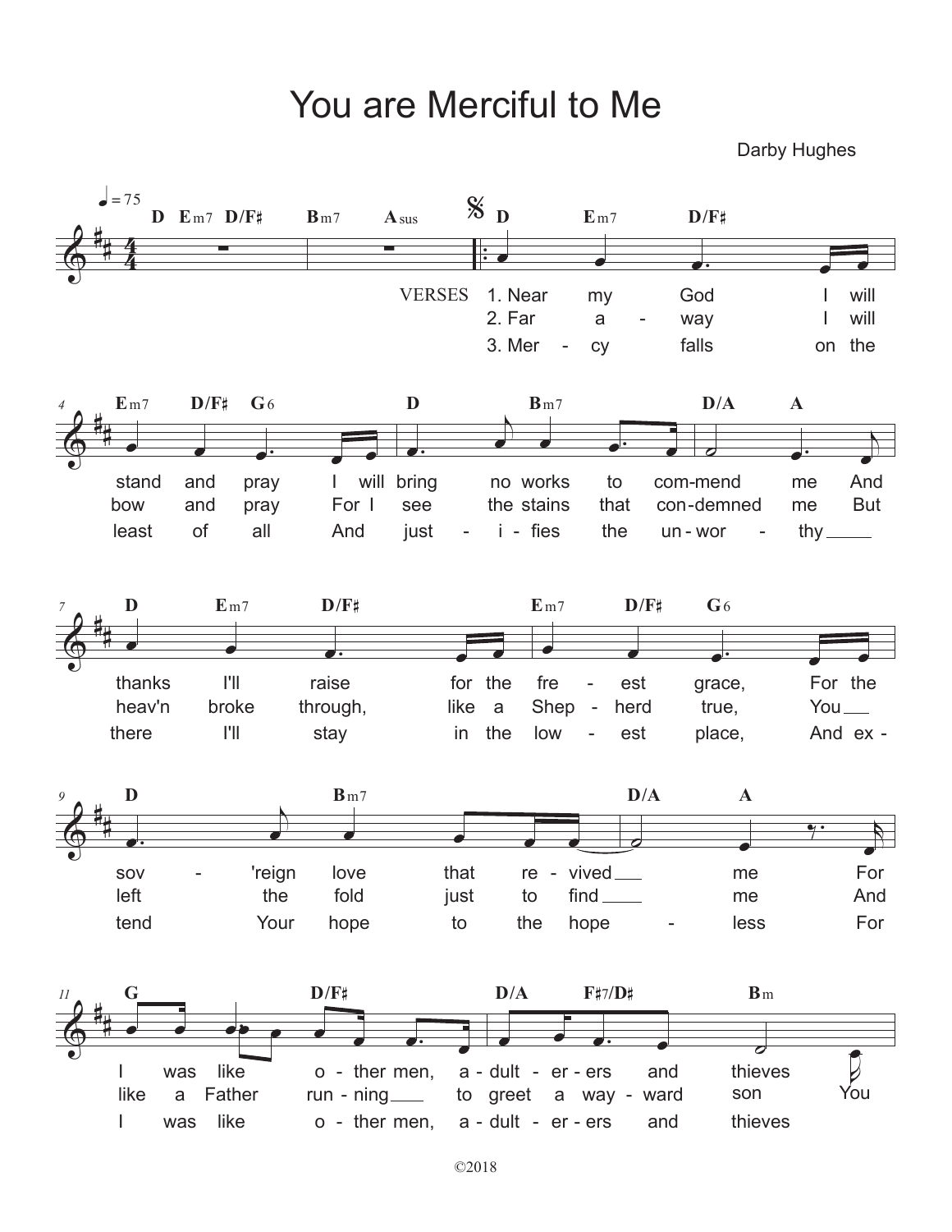# You are Merciful to Me

Darby Hughes

♩ = 75

VERSES

1. Near my God I will stand and pray I will bring no works to com-mend me And thanks I'll raise for the fre-est grace, For the sov-'reign love that re-vived me For I was like o-ther men, a-dult-er-ers and thieves

2. Far a-way I will bow and pray For I see the stains that con-demned me But heav'n broke through, like a Shep-herd true, You left the fold just to find me And like a Father run-ning to greet a way-ward son You

3. Mer-cy falls on the least of all And just-i-fies the un-wor-thy there I'll stay in the low-est place, And ex-tend Your hope to the hope-less For I was like o-ther men, a-dult-er-ers and thieves

©2018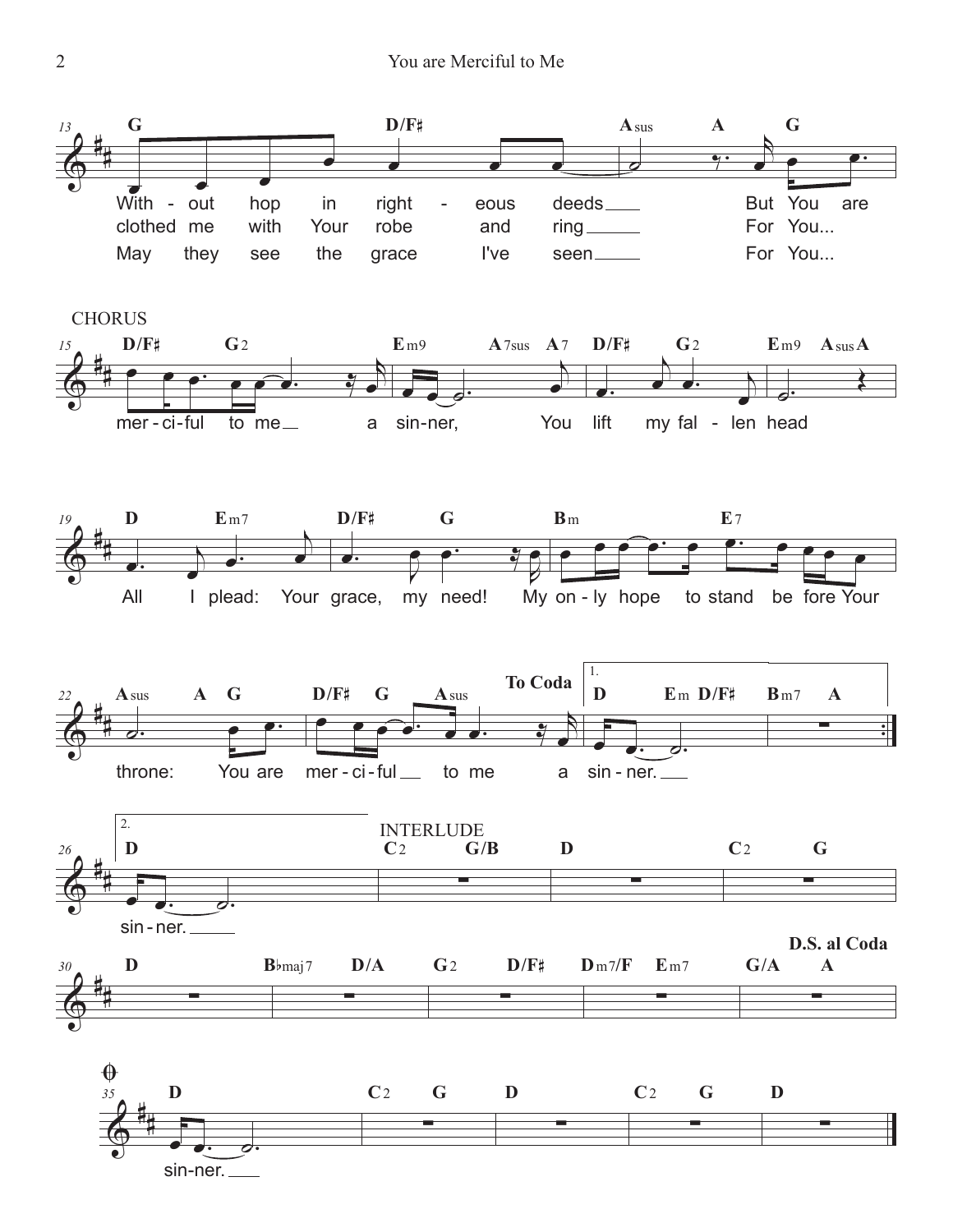CHORUS

13 G D/F♯ Asus A G

With - out hop in right - eous deeds But You are
clothed me with Your robe and ring For You...
May they see the grace I've seen For You...

15 D/F♯ G2 Em9 A7sus A7 D/F♯ G2 Em9 Asus A

mer - ci - ful to me a sin - ner, You lift my fal - len head

19 D Em7 D/F♯ G Bm E7

All I plead: Your grace, my need! My on - ly hope to stand be fore Your

22 Asus A G D/F♯ G Asus **To Coda** 1. D Em D/F♯ Bm7 A

throne: You are mer - ci - ful to me a sin - ner.

26 2. D INTERLUDE C2 G/B D C2 G

sin - ner.

30 D B♭maj7 D/A G2 D/F♯ Dm7/F Em7 G/A A **D.S. al Coda**

35 D C2 G D C2 G D

sin-ner.